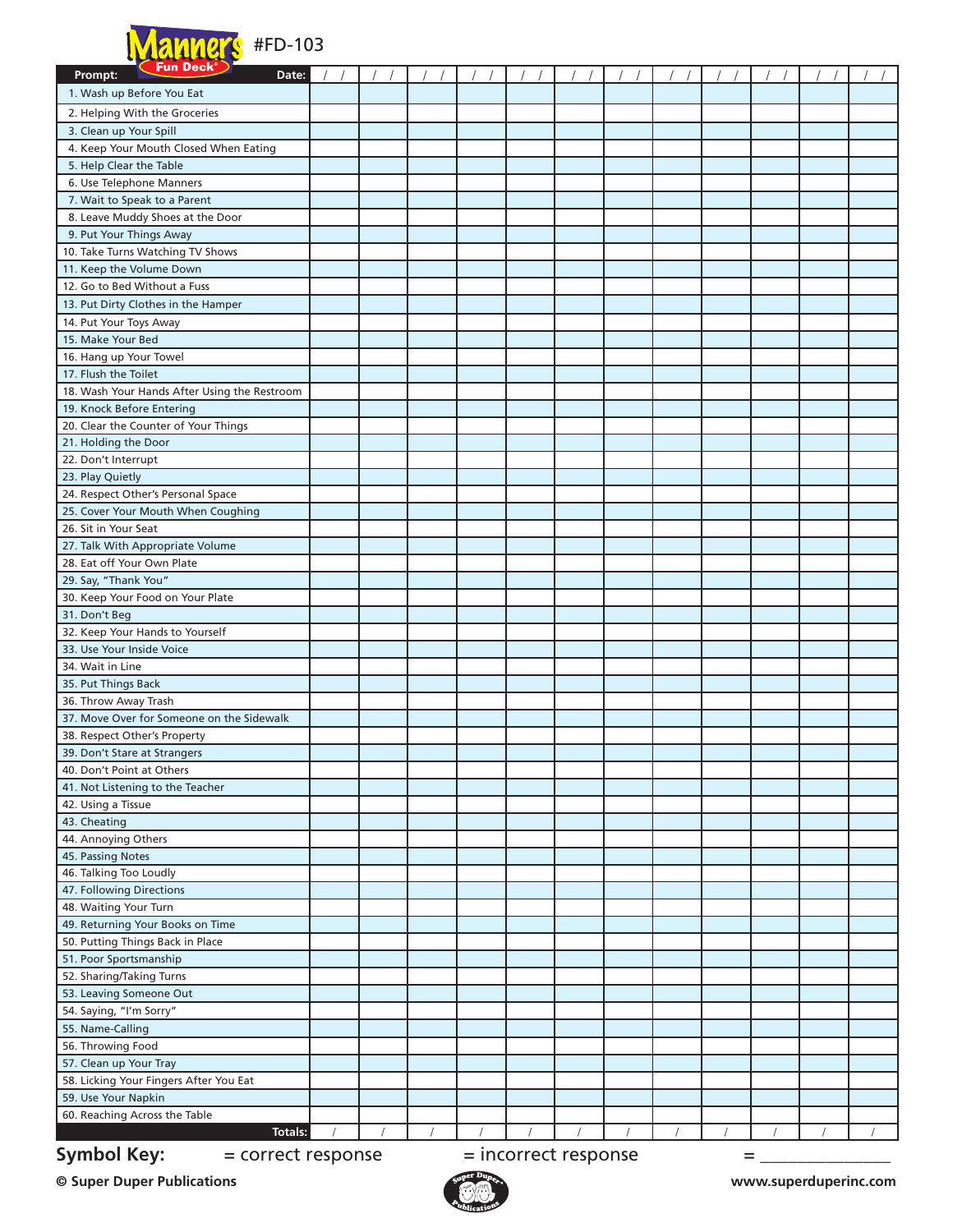# Manners Fun Deck® #FD-103

| Prompt: Date: | / / | / / | / / | / / | / / | / / | / / | / / | / / | / / | / / | / / |
|---|---|---|---|---|---|---|---|---|---|---|---|---|
| 1. Wash up Before You Eat | | | | | | | | | | | | |
| 2. Helping With the Groceries | | | | | | | | | | | | |
| 3. Clean up Your Spill | | | | | | | | | | | | |
| 4. Keep Your Mouth Closed When Eating | | | | | | | | | | | | |
| 5. Help Clear the Table | | | | | | | | | | | | |
| 6. Use Telephone Manners | | | | | | | | | | | | |
| 7. Wait to Speak to a Parent | | | | | | | | | | | | |
| 8. Leave Muddy Shoes at the Door | | | | | | | | | | | | |
| 9. Put Your Things Away | | | | | | | | | | | | |
| 10. Take Turns Watching TV Shows | | | | | | | | | | | | |
| 11. Keep the Volume Down | | | | | | | | | | | | |
| 12. Go to Bed Without a Fuss | | | | | | | | | | | | |
| 13. Put Dirty Clothes in the Hamper | | | | | | | | | | | | |
| 14. Put Your Toys Away | | | | | | | | | | | | |
| 15. Make Your Bed | | | | | | | | | | | | |
| 16. Hang up Your Towel | | | | | | | | | | | | |
| 17. Flush the Toilet | | | | | | | | | | | | |
| 18. Wash Your Hands After Using the Restroom | | | | | | | | | | | | |
| 19. Knock Before Entering | | | | | | | | | | | | |
| 20. Clear the Counter of Your Things | | | | | | | | | | | | |
| 21. Holding the Door | | | | | | | | | | | | |
| 22. Don't Interrupt | | | | | | | | | | | | |
| 23. Play Quietly | | | | | | | | | | | | |
| 24. Respect Other's Personal Space | | | | | | | | | | | | |
| 25. Cover Your Mouth When Coughing | | | | | | | | | | | | |
| 26. Sit in Your Seat | | | | | | | | | | | | |
| 27. Talk With Appropriate Volume | | | | | | | | | | | | |
| 28. Eat off Your Own Plate | | | | | | | | | | | | |
| 29. Say, "Thank You" | | | | | | | | | | | | |
| 30. Keep Your Food on Your Plate | | | | | | | | | | | | |
| 31. Don't Beg | | | | | | | | | | | | |
| 32. Keep Your Hands to Yourself | | | | | | | | | | | | |
| 33. Use Your Inside Voice | | | | | | | | | | | | |
| 34. Wait in Line | | | | | | | | | | | | |
| 35. Put Things Back | | | | | | | | | | | | |
| 36. Throw Away Trash | | | | | | | | | | | | |
| 37. Move Over for Someone on the Sidewalk | | | | | | | | | | | | |
| 38. Respect Other's Property | | | | | | | | | | | | |
| 39. Don't Stare at Strangers | | | | | | | | | | | | |
| 40. Don't Point at Others | | | | | | | | | | | | |
| 41. Not Listening to the Teacher | | | | | | | | | | | | |
| 42. Using a Tissue | | | | | | | | | | | | |
| 43. Cheating | | | | | | | | | | | | |
| 44. Annoying Others | | | | | | | | | | | | |
| 45. Passing Notes | | | | | | | | | | | | |
| 46. Talking Too Loudly | | | | | | | | | | | | |
| 47. Following Directions | | | | | | | | | | | | |
| 48. Waiting Your Turn | | | | | | | | | | | | |
| 49. Returning Your Books on Time | | | | | | | | | | | | |
| 50. Putting Things Back in Place | | | | | | | | | | | | |
| 51. Poor Sportsmanship | | | | | | | | | | | | |
| 52. Sharing/Taking Turns | | | | | | | | | | | | |
| 53. Leaving Someone Out | | | | | | | | | | | | |
| 54. Saying, "I'm Sorry" | | | | | | | | | | | | |
| 55. Name-Calling | | | | | | | | | | | | |
| 56. Throwing Food | | | | | | | | | | | | |
| 57. Clean up Your Tray | | | | | | | | | | | | |
| 58. Licking Your Fingers After You Eat | | | | | | | | | | | | |
| 59. Use Your Napkin | | | | | | | | | | | | |
| 60. Reaching Across the Table | | | | | | | | | | | | |
| Totals: | / | / | / | / | / | / | / | / | / | / | / | / |

**Symbol Key:** = correct response = incorrect response = _______________

© Super Duper Publications

www.superduperinc.com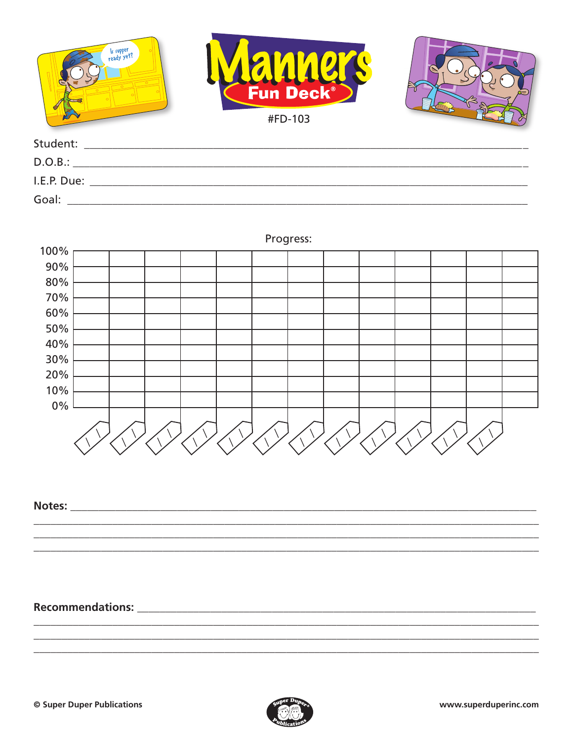# Manners Fun Deck®

#FD-103

Student: ___

D.O.B.: ___

I.E.P. Due: ___

Goal: ___

Progress:

100%
90%
80%
70%
60%
50%
40%
30%
20%
10%
0%

**Notes:** ___

___

___

___

**Recommendations:** ___

___

___

___

**© Super Duper Publications**

**www.superduperinc.com**